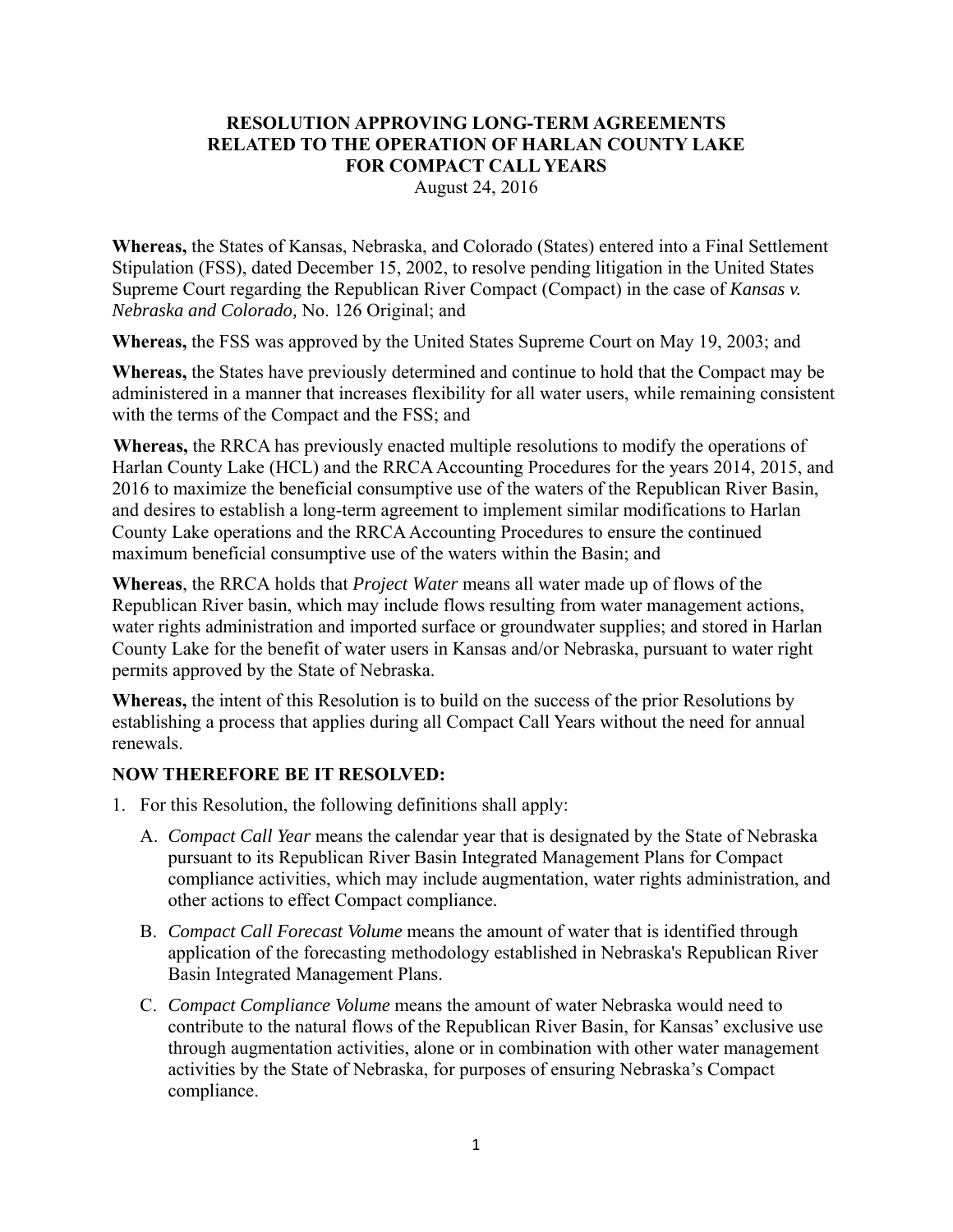# RESOLUTION APPROVING LONG-TERM AGREEMENTS RELATED TO THE OPERATION OF HARLAN COUNTY LAKE FOR COMPACT CALL YEARS

August 24, 2016

**Whereas,** the States of Kansas, Nebraska, and Colorado (States) entered into a Final Settlement Stipulation (FSS), dated December 15, 2002, to resolve pending litigation in the United States Supreme Court regarding the Republican River Compact (Compact) in the case of *Kansas v. Nebraska and Colorado,* No. 126 Original; and

**Whereas,** the FSS was approved by the United States Supreme Court on May 19, 2003; and

**Whereas,** the States have previously determined and continue to hold that the Compact may be administered in a manner that increases flexibility for all water users, while remaining consistent with the terms of the Compact and the FSS; and

**Whereas,** the RRCA has previously enacted multiple resolutions to modify the operations of Harlan County Lake (HCL) and the RRCA Accounting Procedures for the years 2014, 2015, and 2016 to maximize the beneficial consumptive use of the waters of the Republican River Basin, and desires to establish a long-term agreement to implement similar modifications to Harlan County Lake operations and the RRCA Accounting Procedures to ensure the continued maximum beneficial consumptive use of the waters within the Basin; and

**Whereas**, the RRCA holds that *Project Water* means all water made up of flows of the Republican River basin, which may include flows resulting from water management actions, water rights administration and imported surface or groundwater supplies; and stored in Harlan County Lake for the benefit of water users in Kansas and/or Nebraska, pursuant to water right permits approved by the State of Nebraska.

**Whereas,** the intent of this Resolution is to build on the success of the prior Resolutions by establishing a process that applies during all Compact Call Years without the need for annual renewals.

**NOW THEREFORE BE IT RESOLVED:**

1. For this Resolution, the following definitions shall apply:
   A. *Compact Call Year* means the calendar year that is designated by the State of Nebraska pursuant to its Republican River Basin Integrated Management Plans for Compact compliance activities, which may include augmentation, water rights administration, and other actions to effect Compact compliance.
   B. *Compact Call Forecast Volume* means the amount of water that is identified through application of the forecasting methodology established in Nebraska's Republican River Basin Integrated Management Plans.
   C. *Compact Compliance Volume* means the amount of water Nebraska would need to contribute to the natural flows of the Republican River Basin, for Kansas' exclusive use through augmentation activities, alone or in combination with other water management activities by the State of Nebraska, for purposes of ensuring Nebraska's Compact compliance.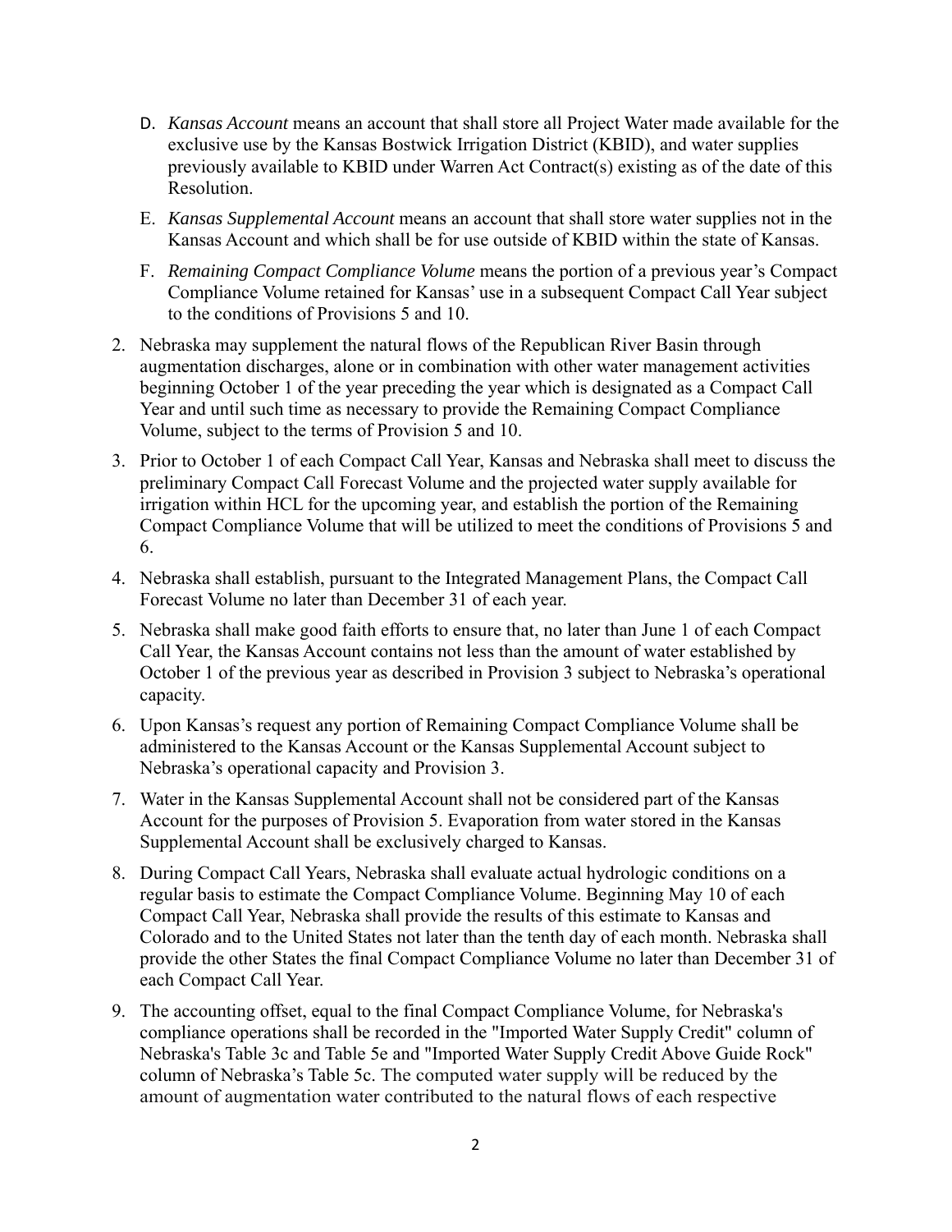D. *Kansas Account* means an account that shall store all Project Water made available for the exclusive use by the Kansas Bostwick Irrigation District (KBID), and water supplies previously available to KBID under Warren Act Contract(s) existing as of the date of this Resolution.

E. *Kansas Supplemental Account* means an account that shall store water supplies not in the Kansas Account and which shall be for use outside of KBID within the state of Kansas.

F. *Remaining Compact Compliance Volume* means the portion of a previous year's Compact Compliance Volume retained for Kansas' use in a subsequent Compact Call Year subject to the conditions of Provisions 5 and 10.

2. Nebraska may supplement the natural flows of the Republican River Basin through augmentation discharges, alone or in combination with other water management activities beginning October 1 of the year preceding the year which is designated as a Compact Call Year and until such time as necessary to provide the Remaining Compact Compliance Volume, subject to the terms of Provision 5 and 10.

3. Prior to October 1 of each Compact Call Year, Kansas and Nebraska shall meet to discuss the preliminary Compact Call Forecast Volume and the projected water supply available for irrigation within HCL for the upcoming year, and establish the portion of the Remaining Compact Compliance Volume that will be utilized to meet the conditions of Provisions 5 and 6.

4. Nebraska shall establish, pursuant to the Integrated Management Plans, the Compact Call Forecast Volume no later than December 31 of each year.

5. Nebraska shall make good faith efforts to ensure that, no later than June 1 of each Compact Call Year, the Kansas Account contains not less than the amount of water established by October 1 of the previous year as described in Provision 3 subject to Nebraska's operational capacity.

6. Upon Kansas's request any portion of Remaining Compact Compliance Volume shall be administered to the Kansas Account or the Kansas Supplemental Account subject to Nebraska's operational capacity and Provision 3.

7. Water in the Kansas Supplemental Account shall not be considered part of the Kansas Account for the purposes of Provision 5. Evaporation from water stored in the Kansas Supplemental Account shall be exclusively charged to Kansas.

8. During Compact Call Years, Nebraska shall evaluate actual hydrologic conditions on a regular basis to estimate the Compact Compliance Volume. Beginning May 10 of each Compact Call Year, Nebraska shall provide the results of this estimate to Kansas and Colorado and to the United States not later than the tenth day of each month. Nebraska shall provide the other States the final Compact Compliance Volume no later than December 31 of each Compact Call Year.

9. The accounting offset, equal to the final Compact Compliance Volume, for Nebraska's compliance operations shall be recorded in the "Imported Water Supply Credit" column of Nebraska's Table 3c and Table 5e and "Imported Water Supply Credit Above Guide Rock" column of Nebraska's Table 5c. The computed water supply will be reduced by the amount of augmentation water contributed to the natural flows of each respective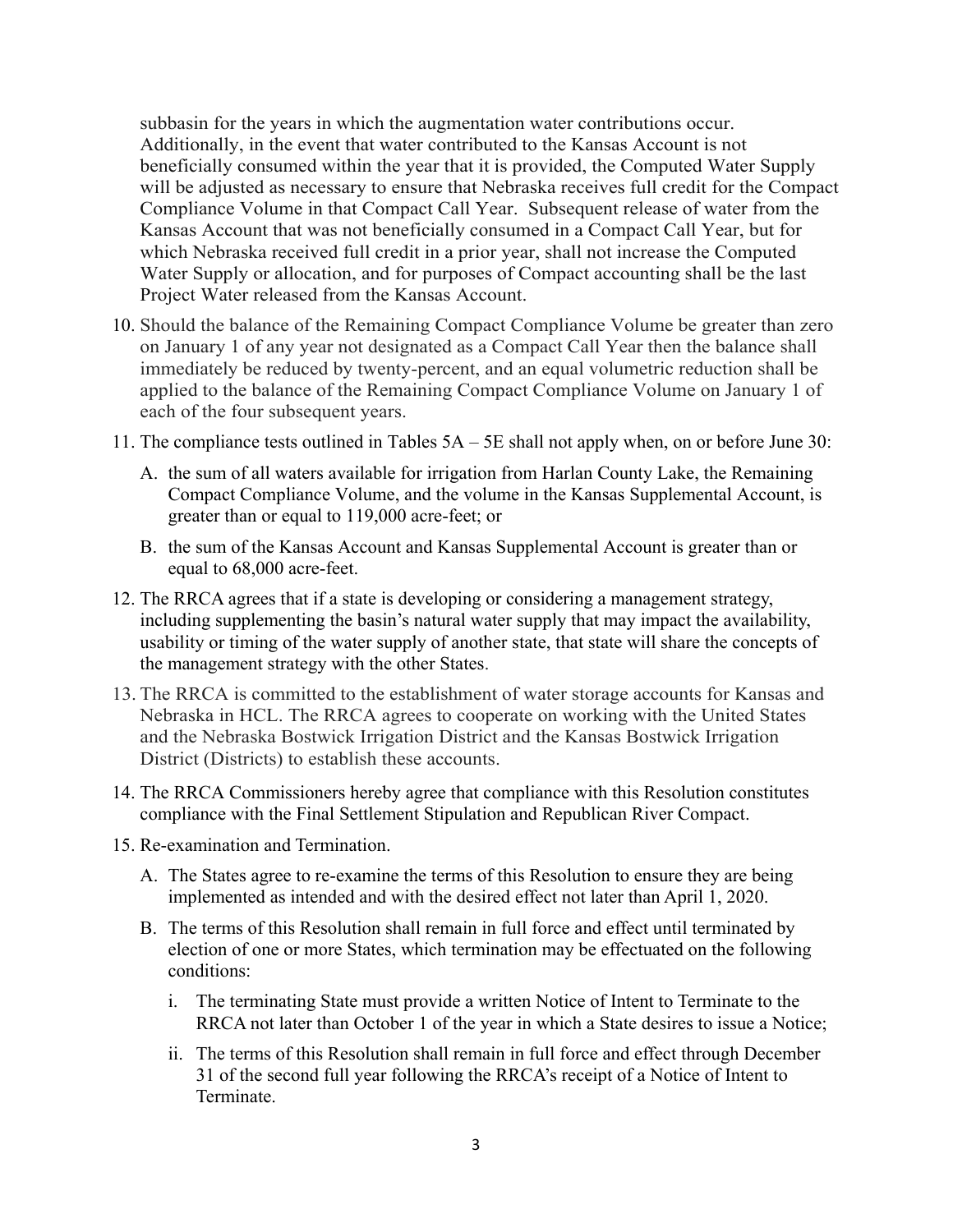subbasin for the years in which the augmentation water contributions occur. Additionally, in the event that water contributed to the Kansas Account is not beneficially consumed within the year that it is provided, the Computed Water Supply will be adjusted as necessary to ensure that Nebraska receives full credit for the Compact Compliance Volume in that Compact Call Year. Subsequent release of water from the Kansas Account that was not beneficially consumed in a Compact Call Year, but for which Nebraska received full credit in a prior year, shall not increase the Computed Water Supply or allocation, and for purposes of Compact accounting shall be the last Project Water released from the Kansas Account.

10. Should the balance of the Remaining Compact Compliance Volume be greater than zero on January 1 of any year not designated as a Compact Call Year then the balance shall immediately be reduced by twenty-percent, and an equal volumetric reduction shall be applied to the balance of the Remaining Compact Compliance Volume on January 1 of each of the four subsequent years.

11. The compliance tests outlined in Tables 5A – 5E shall not apply when, on or before June 30:

    A. the sum of all waters available for irrigation from Harlan County Lake, the Remaining Compact Compliance Volume, and the volume in the Kansas Supplemental Account, is greater than or equal to 119,000 acre-feet; or

    B. the sum of the Kansas Account and Kansas Supplemental Account is greater than or equal to 68,000 acre-feet.

12. The RRCA agrees that if a state is developing or considering a management strategy, including supplementing the basin's natural water supply that may impact the availability, usability or timing of the water supply of another state, that state will share the concepts of the management strategy with the other States.

13. The RRCA is committed to the establishment of water storage accounts for Kansas and Nebraska in HCL. The RRCA agrees to cooperate on working with the United States and the Nebraska Bostwick Irrigation District and the Kansas Bostwick Irrigation District (Districts) to establish these accounts.

14. The RRCA Commissioners hereby agree that compliance with this Resolution constitutes compliance with the Final Settlement Stipulation and Republican River Compact.

15. Re-examination and Termination.

    A. The States agree to re-examine the terms of this Resolution to ensure they are being implemented as intended and with the desired effect not later than April 1, 2020.

    B. The terms of this Resolution shall remain in full force and effect until terminated by election of one or more States, which termination may be effectuated on the following conditions:

        i. The terminating State must provide a written Notice of Intent to Terminate to the RRCA not later than October 1 of the year in which a State desires to issue a Notice;

        ii. The terms of this Resolution shall remain in full force and effect through December 31 of the second full year following the RRCA's receipt of a Notice of Intent to Terminate.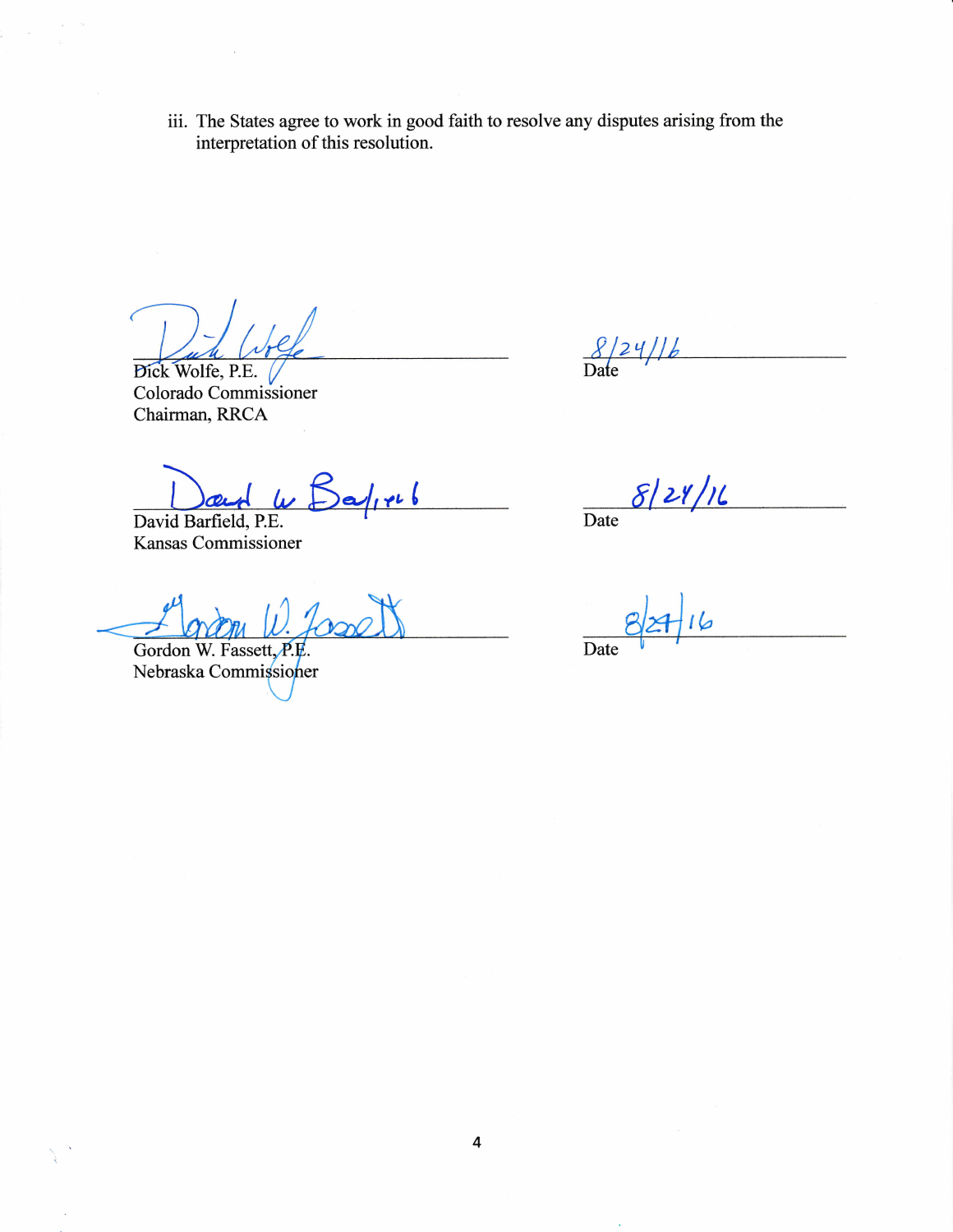iii. The States agree to work in good faith to resolve any disputes arising from the interpretation of this resolution.

Dick Wolfe, P.E.
Colorado Commissioner
Chairman, RRCA

8/24/16
Date

David Barfield, P.E.
Kansas Commissioner

8/24/16
Date

Gordon W. Fassett, P.E.
Nebraska Commissioner

8/24/16
Date